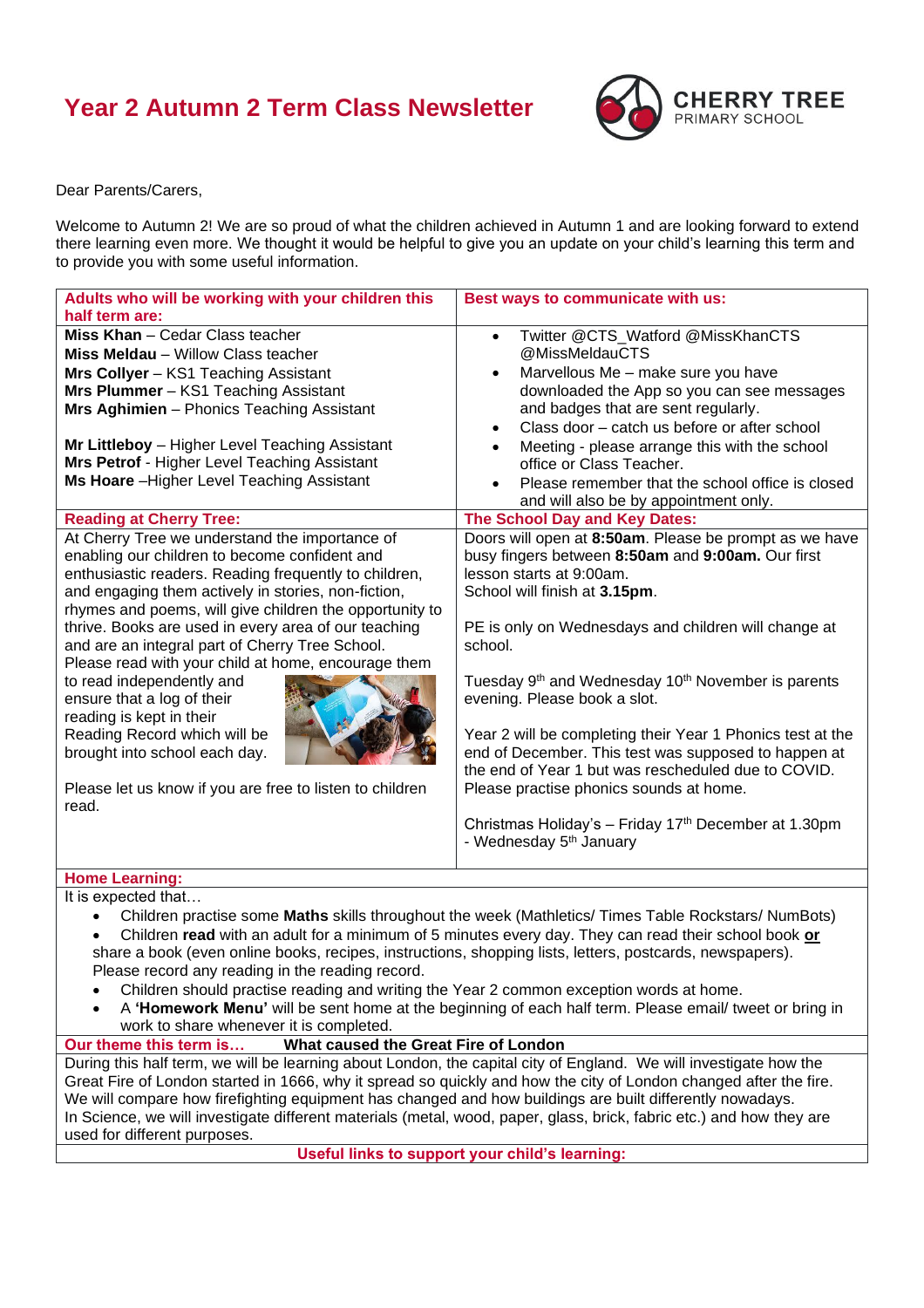# Year 2 Autumn 2 Term Class Newsletter

CHERRY TREE PRIMARY SCHOOL

Dear Parents/Carers,

Welcome to Autumn 2! We are so proud of what the children achieved in Autumn 1 and are looking forward to extend there learning even more. We thought it would be helpful to give you an update on your child's learning this term and to provide you with some useful information.

## Adults who will be working with your children this half term are:

**Miss Khan** – Cedar Class teacher
**Miss Meldau** – Willow Class teacher
**Mrs Collyer** – KS1 Teaching Assistant
**Mrs Plummer** – KS1 Teaching Assistant
**Mrs Aghimien** – Phonics Teaching Assistant

**Mr Littleboy** – Higher Level Teaching Assistant
**Mrs Petrof** - Higher Level Teaching Assistant
**Ms Hoare** –Higher Level Teaching Assistant

## Best ways to communicate with us:

- Twitter @CTS_Watford @MissKhanCTS @MissMeldauCTS
- Marvellous Me – make sure you have downloaded the App so you can see messages and badges that are sent regularly.
- Class door – catch us before or after school
- Meeting - please arrange this with the school office or Class Teacher.
- Please remember that the school office is closed and will also be by appointment only.

## Reading at Cherry Tree:

At Cherry Tree we understand the importance of enabling our children to become confident and enthusiastic readers. Reading frequently to children, and engaging them actively in stories, non-fiction, rhymes and poems, will give children the opportunity to thrive. Books are used in every area of our teaching and are an integral part of Cherry Tree School. Please read with your child at home, encourage them to read independently and ensure that a log of their reading is kept in their Reading Record which will be brought into school each day.

Please let us know if you are free to listen to children read.

## The School Day and Key Dates:

Doors will open at **8:50am**. Please be prompt as we have busy fingers between **8:50am** and **9:00am.** Our first lesson starts at 9:00am.
School will finish at **3.15pm**.

PE is only on Wednesdays and children will change at school.

Tuesday 9th and Wednesday 10th November is parents evening. Please book a slot.

Year 2 will be completing their Year 1 Phonics test at the end of December. This test was supposed to happen at the end of Year 1 but was rescheduled due to COVID. Please practise phonics sounds at home.

Christmas Holiday's – Friday 17th December at 1.30pm - Wednesday 5th January

## Home Learning:

It is expected that…

- Children practise some **Maths** skills throughout the week (Mathletics/ Times Table Rockstars/ NumBots)
- Children **read** with an adult for a minimum of 5 minutes every day. They can read their school book **or** share a book (even online books, recipes, instructions, shopping lists, letters, postcards, newspapers). Please record any reading in the reading record.
- Children should practise reading and writing the Year 2 common exception words at home.
- A **'Homework Menu'** will be sent home at the beginning of each half term. Please email/ tweet or bring in work to share whenever it is completed.

## Our theme this term is… What caused the Great Fire of London

During this half term, we will be learning about London, the capital city of England. We will investigate how the Great Fire of London started in 1666, why it spread so quickly and how the city of London changed after the fire. We will compare how firefighting equipment has changed and how buildings are built differently nowadays.
In Science, we will investigate different materials (metal, wood, paper, glass, brick, fabric etc.) and how they are used for different purposes.

## Useful links to support your child's learning: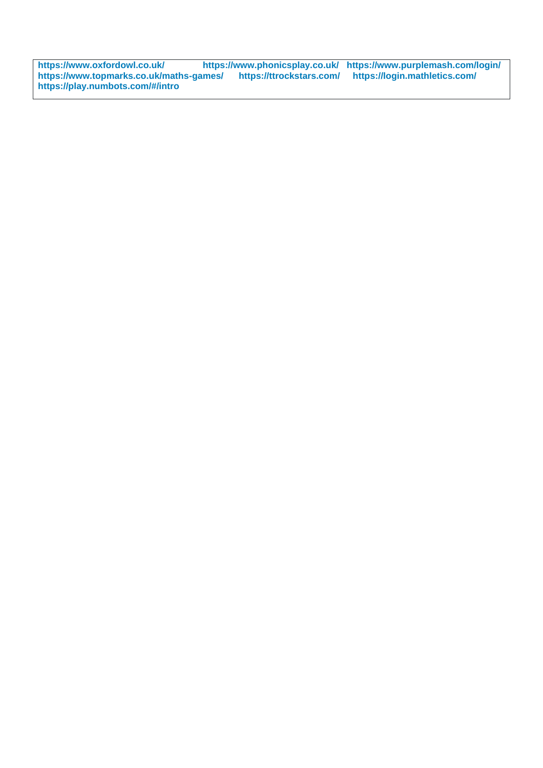https://www.oxfordowl.co.uk/ https://www.phonicsplay.co.uk/ https://www.purplemash.com/login/
https://www.topmarks.co.uk/maths-games/ https://ttrockstars.com/ https://login.mathletics.com/
https://play.numbots.com/#/intro